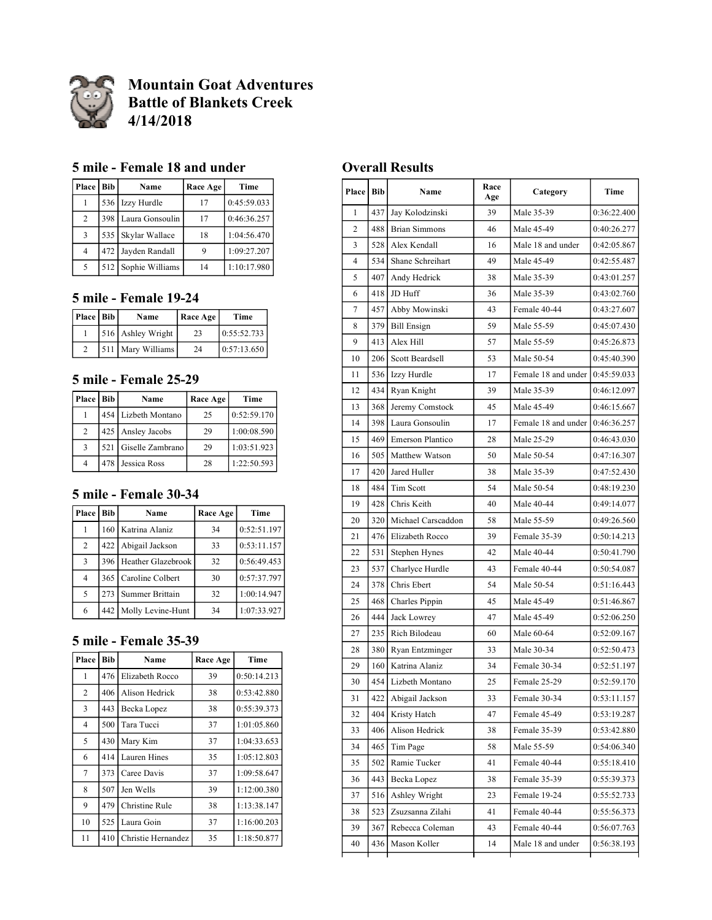# Mountain Goat Adventures
# Battle of Blankets Creek
# 4/14/2018

## 5 mile - Female 18 and under

| Place | Bib | Name | Race Age | Time |
|---|---|---|---|---|
| 1 | 536 | Izzy Hurdle | 17 | 0:45:59.033 |
| 2 | 398 | Laura Gonsoulin | 17 | 0:46:36.257 |
| 3 | 535 | Skylar Wallace | 18 | 1:04:56.470 |
| 4 | 472 | Jayden Randall | 9 | 1:09:27.207 |
| 5 | 512 | Sophie Williams | 14 | 1:10:17.980 |

## 5 mile - Female 19-24

| Place | Bib | Name | Race Age | Time |
|---|---|---|---|---|
| 1 | 516 | Ashley Wright | 23 | 0:55:52.733 |
| 2 | 511 | Mary Williams | 24 | 0:57:13.650 |

## 5 mile - Female 25-29

| Place | Bib | Name | Race Age | Time |
|---|---|---|---|---|
| 1 | 454 | Lizbeth Montano | 25 | 0:52:59.170 |
| 2 | 425 | Ansley Jacobs | 29 | 1:00:08.590 |
| 3 | 521 | Giselle Zambrano | 29 | 1:03:51.923 |
| 4 | 478 | Jessica Ross | 28 | 1:22:50.593 |

## 5 mile - Female 30-34

| Place | Bib | Name | Race Age | Time |
|---|---|---|---|---|
| 1 | 160 | Katrina Alaniz | 34 | 0:52:51.197 |
| 2 | 422 | Abigail Jackson | 33 | 0:53:11.157 |
| 3 | 396 | Heather Glazebrook | 32 | 0:56:49.453 |
| 4 | 365 | Caroline Colbert | 30 | 0:57:37.797 |
| 5 | 273 | Summer Brittain | 32 | 1:00:14.947 |
| 6 | 442 | Molly Levine-Hunt | 34 | 1:07:33.927 |

## 5 mile - Female 35-39

| Place | Bib | Name | Race Age | Time |
|---|---|---|---|---|
| 1 | 476 | Elizabeth Rocco | 39 | 0:50:14.213 |
| 2 | 406 | Alison Hedrick | 38 | 0:53:42.880 |
| 3 | 443 | Becka Lopez | 38 | 0:55:39.373 |
| 4 | 500 | Tara Tucci | 37 | 1:01:05.860 |
| 5 | 430 | Mary Kim | 37 | 1:04:33.653 |
| 6 | 414 | Lauren Hines | 35 | 1:05:12.803 |
| 7 | 373 | Caree Davis | 37 | 1:09:58.647 |
| 8 | 507 | Jen Wells | 39 | 1:12:00.380 |
| 9 | 479 | Christine Rule | 38 | 1:13:38.147 |
| 10 | 525 | Laura Goin | 37 | 1:16:00.203 |
| 11 | 410 | Christie Hernandez | 35 | 1:18:50.877 |

## Overall Results

| Place | Bib | Name | Race Age | Category | Time |
|---|---|---|---|---|---|
| 1 | 437 | Jay Kolodzinski | 39 | Male 35-39 | 0:36:22.400 |
| 2 | 488 | Brian Simmons | 46 | Male 45-49 | 0:40:26.277 |
| 3 | 528 | Alex Kendall | 16 | Male 18 and under | 0:42:05.867 |
| 4 | 534 | Shane Schreihart | 49 | Male 45-49 | 0:42:55.487 |
| 5 | 407 | Andy Hedrick | 38 | Male 35-39 | 0:43:01.257 |
| 6 | 418 | JD Huff | 36 | Male 35-39 | 0:43:02.760 |
| 7 | 457 | Abby Mowinski | 43 | Female 40-44 | 0:43:27.607 |
| 8 | 379 | Bill Ensign | 59 | Male 55-59 | 0:45:07.430 |
| 9 | 413 | Alex Hill | 57 | Male 55-59 | 0:45:26.873 |
| 10 | 206 | Scott Beardsell | 53 | Male 50-54 | 0:45:40.390 |
| 11 | 536 | Izzy Hurdle | 17 | Female 18 and under | 0:45:59.033 |
| 12 | 434 | Ryan Knight | 39 | Male 35-39 | 0:46:12.097 |
| 13 | 368 | Jeremy Comstock | 45 | Male 45-49 | 0:46:15.667 |
| 14 | 398 | Laura Gonsoulin | 17 | Female 18 and under | 0:46:36.257 |
| 15 | 469 | Emerson Plantico | 28 | Male 25-29 | 0:46:43.030 |
| 16 | 505 | Matthew Watson | 50 | Male 50-54 | 0:47:16.307 |
| 17 | 420 | Jared Huller | 38 | Male 35-39 | 0:47:52.430 |
| 18 | 484 | Tim Scott | 54 | Male 50-54 | 0:48:19.230 |
| 19 | 428 | Chris Keith | 40 | Male 40-44 | 0:49:14.077 |
| 20 | 320 | Michael Carscaddon | 58 | Male 55-59 | 0:49:26.560 |
| 21 | 476 | Elizabeth Rocco | 39 | Female 35-39 | 0:50:14.213 |
| 22 | 531 | Stephen Hynes | 42 | Male 40-44 | 0:50:41.790 |
| 23 | 537 | Charlyce Hurdle | 43 | Female 40-44 | 0:50:54.087 |
| 24 | 378 | Chris Ebert | 54 | Male 50-54 | 0:51:16.443 |
| 25 | 468 | Charles Pippin | 45 | Male 45-49 | 0:51:46.867 |
| 26 | 444 | Jack Lowrey | 47 | Male 45-49 | 0:52:06.250 |
| 27 | 235 | Rich Bilodeau | 60 | Male 60-64 | 0:52:09.167 |
| 28 | 380 | Ryan Entzminger | 33 | Male 30-34 | 0:52:50.473 |
| 29 | 160 | Katrina Alaniz | 34 | Female 30-34 | 0:52:51.197 |
| 30 | 454 | Lizbeth Montano | 25 | Female 25-29 | 0:52:59.170 |
| 31 | 422 | Abigail Jackson | 33 | Female 30-34 | 0:53:11.157 |
| 32 | 404 | Kristy Hatch | 47 | Female 45-49 | 0:53:19.287 |
| 33 | 406 | Alison Hedrick | 38 | Female 35-39 | 0:53:42.880 |
| 34 | 465 | Tim Page | 58 | Male 55-59 | 0:54:06.340 |
| 35 | 502 | Ramie Tucker | 41 | Female 40-44 | 0:55:18.410 |
| 36 | 443 | Becka Lopez | 38 | Female 35-39 | 0:55:39.373 |
| 37 | 516 | Ashley Wright | 23 | Female 19-24 | 0:55:52.733 |
| 38 | 523 | Zsuzsanna Zilahi | 41 | Female 40-44 | 0:55:56.373 |
| 39 | 367 | Rebecca Coleman | 43 | Female 40-44 | 0:56:07.763 |
| 40 | 436 | Mason Koller | 14 | Male 18 and under | 0:56:38.193 |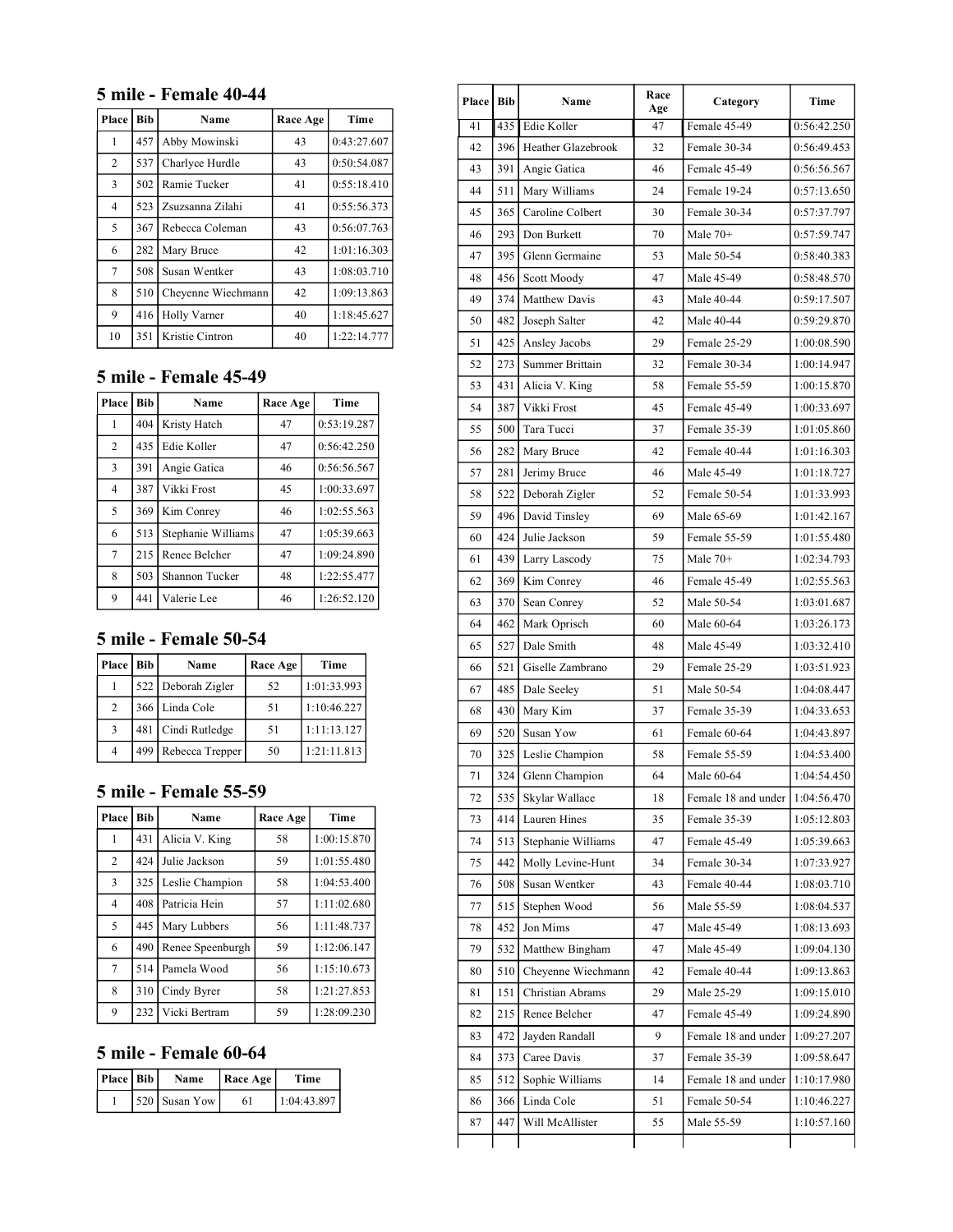## 5 mile - Female 40-44

| Place | Bib | Name | Race Age | Time |
|---|---|---|---|---|
| 1 | 457 | Abby Mowinski | 43 | 0:43:27.607 |
| 2 | 537 | Charlyce Hurdle | 43 | 0:50:54.087 |
| 3 | 502 | Ramie Tucker | 41 | 0:55:18.410 |
| 4 | 523 | Zsuzsanna Zilahi | 41 | 0:55:56.373 |
| 5 | 367 | Rebecca Coleman | 43 | 0:56:07.763 |
| 6 | 282 | Mary Bruce | 42 | 1:01:16.303 |
| 7 | 508 | Susan Wentker | 43 | 1:08:03.710 |
| 8 | 510 | Cheyenne Wiechmann | 42 | 1:09:13.863 |
| 9 | 416 | Holly Varner | 40 | 1:18:45.627 |
| 10 | 351 | Kristie Cintron | 40 | 1:22:14.777 |

## 5 mile - Female 45-49

| Place | Bib | Name | Race Age | Time |
|---|---|---|---|---|
| 1 | 404 | Kristy Hatch | 47 | 0:53:19.287 |
| 2 | 435 | Edie Koller | 47 | 0:56:42.250 |
| 3 | 391 | Angie Gatica | 46 | 0:56:56.567 |
| 4 | 387 | Vikki Frost | 45 | 1:00:33.697 |
| 5 | 369 | Kim Conrey | 46 | 1:02:55.563 |
| 6 | 513 | Stephanie Williams | 47 | 1:05:39.663 |
| 7 | 215 | Renee Belcher | 47 | 1:09:24.890 |
| 8 | 503 | Shannon Tucker | 48 | 1:22:55.477 |
| 9 | 441 | Valerie Lee | 46 | 1:26:52.120 |

## 5 mile - Female 50-54

| Place | Bib | Name | Race Age | Time |
|---|---|---|---|---|
| 1 | 522 | Deborah Zigler | 52 | 1:01:33.993 |
| 2 | 366 | Linda Cole | 51 | 1:10:46.227 |
| 3 | 481 | Cindi Rutledge | 51 | 1:11:13.127 |
| 4 | 499 | Rebecca Trepper | 50 | 1:21:11.813 |

## 5 mile - Female 55-59

| Place | Bib | Name | Race Age | Time |
|---|---|---|---|---|
| 1 | 431 | Alicia V. King | 58 | 1:00:15.870 |
| 2 | 424 | Julie Jackson | 59 | 1:01:55.480 |
| 3 | 325 | Leslie Champion | 58 | 1:04:53.400 |
| 4 | 408 | Patricia Hein | 57 | 1:11:02.680 |
| 5 | 445 | Mary Lubbers | 56 | 1:11:48.737 |
| 6 | 490 | Renee Speenburgh | 59 | 1:12:06.147 |
| 7 | 514 | Pamela Wood | 56 | 1:15:10.673 |
| 8 | 310 | Cindy Byrer | 58 | 1:21:27.853 |
| 9 | 232 | Vicki Bertram | 59 | 1:28:09.230 |

## 5 mile - Female 60-64

| Place | Bib | Name | Race Age | Time |
|---|---|---|---|---|
| 1 | 520 | Susan Yow | 61 | 1:04:43.897 |

| Place | Bib | Name | Race Age | Category | Time |
|---|---|---|---|---|---|
| 41 | 435 | Edie Koller | 47 | Female 45-49 | 0:56:42.250 |
| 42 | 396 | Heather Glazebrook | 32 | Female 30-34 | 0:56:49.453 |
| 43 | 391 | Angie Gatica | 46 | Female 45-49 | 0:56:56.567 |
| 44 | 511 | Mary Williams | 24 | Female 19-24 | 0:57:13.650 |
| 45 | 365 | Caroline Colbert | 30 | Female 30-34 | 0:57:37.797 |
| 46 | 293 | Don Burkett | 70 | Male 70+ | 0:57:59.747 |
| 47 | 395 | Glenn Germaine | 53 | Male 50-54 | 0:58:40.383 |
| 48 | 456 | Scott Moody | 47 | Male 45-49 | 0:58:48.570 |
| 49 | 374 | Matthew Davis | 43 | Male 40-44 | 0:59:17.507 |
| 50 | 482 | Joseph Salter | 42 | Male 40-44 | 0:59:29.870 |
| 51 | 425 | Ansley Jacobs | 29 | Female 25-29 | 1:00:08.590 |
| 52 | 273 | Summer Brittain | 32 | Female 30-34 | 1:00:14.947 |
| 53 | 431 | Alicia V. King | 58 | Female 55-59 | 1:00:15.870 |
| 54 | 387 | Vikki Frost | 45 | Female 45-49 | 1:00:33.697 |
| 55 | 500 | Tara Tucci | 37 | Female 35-39 | 1:01:05.860 |
| 56 | 282 | Mary Bruce | 42 | Female 40-44 | 1:01:16.303 |
| 57 | 281 | Jerimy Bruce | 46 | Male 45-49 | 1:01:18.727 |
| 58 | 522 | Deborah Zigler | 52 | Female 50-54 | 1:01:33.993 |
| 59 | 496 | David Tinsley | 69 | Male 65-69 | 1:01:42.167 |
| 60 | 424 | Julie Jackson | 59 | Female 55-59 | 1:01:55.480 |
| 61 | 439 | Larry Lascody | 75 | Male 70+ | 1:02:34.793 |
| 62 | 369 | Kim Conrey | 46 | Female 45-49 | 1:02:55.563 |
| 63 | 370 | Sean Conrey | 52 | Male 50-54 | 1:03:01.687 |
| 64 | 462 | Mark Oprisch | 60 | Male 60-64 | 1:03:26.173 |
| 65 | 527 | Dale Smith | 48 | Male 45-49 | 1:03:32.410 |
| 66 | 521 | Giselle Zambrano | 29 | Female 25-29 | 1:03:51.923 |
| 67 | 485 | Dale Seeley | 51 | Male 50-54 | 1:04:08.447 |
| 68 | 430 | Mary Kim | 37 | Female 35-39 | 1:04:33.653 |
| 69 | 520 | Susan Yow | 61 | Female 60-64 | 1:04:43.897 |
| 70 | 325 | Leslie Champion | 58 | Female 55-59 | 1:04:53.400 |
| 71 | 324 | Glenn Champion | 64 | Male 60-64 | 1:04:54.450 |
| 72 | 535 | Skylar Wallace | 18 | Female 18 and under | 1:04:56.470 |
| 73 | 414 | Lauren Hines | 35 | Female 35-39 | 1:05:12.803 |
| 74 | 513 | Stephanie Williams | 47 | Female 45-49 | 1:05:39.663 |
| 75 | 442 | Molly Levine-Hunt | 34 | Female 30-34 | 1:07:33.927 |
| 76 | 508 | Susan Wentker | 43 | Female 40-44 | 1:08:03.710 |
| 77 | 515 | Stephen Wood | 56 | Male 55-59 | 1:08:04.537 |
| 78 | 452 | Jon Mims | 47 | Male 45-49 | 1:08:13.693 |
| 79 | 532 | Matthew Bingham | 47 | Male 45-49 | 1:09:04.130 |
| 80 | 510 | Cheyenne Wiechmann | 42 | Female 40-44 | 1:09:13.863 |
| 81 | 151 | Christian Abrams | 29 | Male 25-29 | 1:09:15.010 |
| 82 | 215 | Renee Belcher | 47 | Female 45-49 | 1:09:24.890 |
| 83 | 472 | Jayden Randall | 9 | Female 18 and under | 1:09:27.207 |
| 84 | 373 | Caree Davis | 37 | Female 35-39 | 1:09:58.647 |
| 85 | 512 | Sophie Williams | 14 | Female 18 and under | 1:10:17.980 |
| 86 | 366 | Linda Cole | 51 | Female 50-54 | 1:10:46.227 |
| 87 | 447 | Will McAllister | 55 | Male 55-59 | 1:10:57.160 |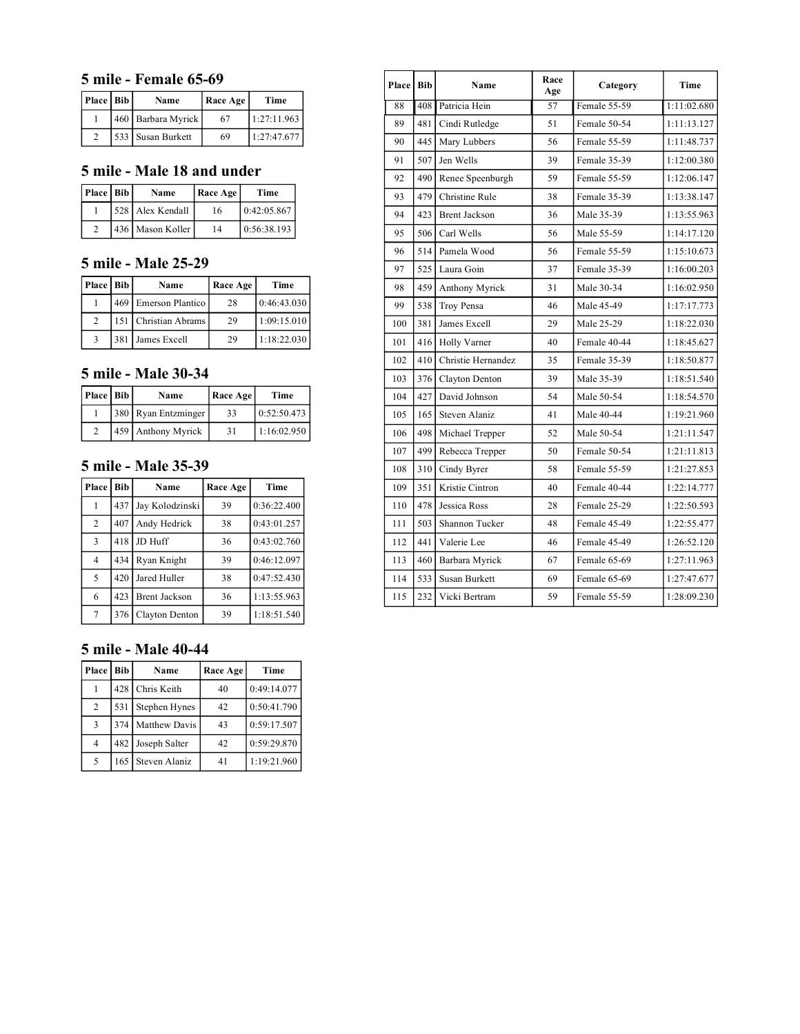## 5 mile - Female 65-69

| Place | Bib | Name | Race Age | Time |
| --- | --- | --- | --- | --- |
| 1 | 460 | Barbara Myrick | 67 | 1:27:11.963 |
| 2 | 533 | Susan Burkett | 69 | 1:27:47.677 |

## 5 mile - Male 18 and under

| Place | Bib | Name | Race Age | Time |
| --- | --- | --- | --- | --- |
| 1 | 528 | Alex Kendall | 16 | 0:42:05.867 |
| 2 | 436 | Mason Koller | 14 | 0:56:38.193 |

## 5 mile - Male 25-29

| Place | Bib | Name | Race Age | Time |
| --- | --- | --- | --- | --- |
| 1 | 469 | Emerson Plantico | 28 | 0:46:43.030 |
| 2 | 151 | Christian Abrams | 29 | 1:09:15.010 |
| 3 | 381 | James Excell | 29 | 1:18:22.030 |

## 5 mile - Male 30-34

| Place | Bib | Name | Race Age | Time |
| --- | --- | --- | --- | --- |
| 1 | 380 | Ryan Entzminger | 33 | 0:52:50.473 |
| 2 | 459 | Anthony Myrick | 31 | 1:16:02.950 |

## 5 mile - Male 35-39

| Place | Bib | Name | Race Age | Time |
| --- | --- | --- | --- | --- |
| 1 | 437 | Jay Kolodzinski | 39 | 0:36:22.400 |
| 2 | 407 | Andy Hedrick | 38 | 0:43:01.257 |
| 3 | 418 | JD Huff | 36 | 0:43:02.760 |
| 4 | 434 | Ryan Knight | 39 | 0:46:12.097 |
| 5 | 420 | Jared Huller | 38 | 0:47:52.430 |
| 6 | 423 | Brent Jackson | 36 | 1:13:55.963 |
| 7 | 376 | Clayton Denton | 39 | 1:18:51.540 |

## 5 mile - Male 40-44

| Place | Bib | Name | Race Age | Time |
| --- | --- | --- | --- | --- |
| 1 | 428 | Chris Keith | 40 | 0:49:14.077 |
| 2 | 531 | Stephen Hynes | 42 | 0:50:41.790 |
| 3 | 374 | Matthew Davis | 43 | 0:59:17.507 |
| 4 | 482 | Joseph Salter | 42 | 0:59:29.870 |
| 5 | 165 | Steven Alaniz | 41 | 1:19:21.960 |

| Place | Bib | Name | Race Age | Category | Time |
| --- | --- | --- | --- | --- | --- |
| 88 | 408 | Patricia Hein | 57 | Female 55-59 | 1:11:02.680 |
| 89 | 481 | Cindi Rutledge | 51 | Female 50-54 | 1:11:13.127 |
| 90 | 445 | Mary Lubbers | 56 | Female 55-59 | 1:11:48.737 |
| 91 | 507 | Jen Wells | 39 | Female 35-39 | 1:12:00.380 |
| 92 | 490 | Renee Speenburgh | 59 | Female 55-59 | 1:12:06.147 |
| 93 | 479 | Christine Rule | 38 | Female 35-39 | 1:13:38.147 |
| 94 | 423 | Brent Jackson | 36 | Male 35-39 | 1:13:55.963 |
| 95 | 506 | Carl Wells | 56 | Male 55-59 | 1:14:17.120 |
| 96 | 514 | Pamela Wood | 56 | Female 55-59 | 1:15:10.673 |
| 97 | 525 | Laura Goin | 37 | Female 35-39 | 1:16:00.203 |
| 98 | 459 | Anthony Myrick | 31 | Male 30-34 | 1:16:02.950 |
| 99 | 538 | Troy Pensa | 46 | Male 45-49 | 1:17:17.773 |
| 100 | 381 | James Excell | 29 | Male 25-29 | 1:18:22.030 |
| 101 | 416 | Holly Varner | 40 | Female 40-44 | 1:18:45.627 |
| 102 | 410 | Christie Hernandez | 35 | Female 35-39 | 1:18:50.877 |
| 103 | 376 | Clayton Denton | 39 | Male 35-39 | 1:18:51.540 |
| 104 | 427 | David Johnson | 54 | Male 50-54 | 1:18:54.570 |
| 105 | 165 | Steven Alaniz | 41 | Male 40-44 | 1:19:21.960 |
| 106 | 498 | Michael Trepper | 52 | Male 50-54 | 1:21:11.547 |
| 107 | 499 | Rebecca Trepper | 50 | Female 50-54 | 1:21:11.813 |
| 108 | 310 | Cindy Byrer | 58 | Female 55-59 | 1:21:27.853 |
| 109 | 351 | Kristie Cintron | 40 | Female 40-44 | 1:22:14.777 |
| 110 | 478 | Jessica Ross | 28 | Female 25-29 | 1:22:50.593 |
| 111 | 503 | Shannon Tucker | 48 | Female 45-49 | 1:22:55.477 |
| 112 | 441 | Valerie Lee | 46 | Female 45-49 | 1:26:52.120 |
| 113 | 460 | Barbara Myrick | 67 | Female 65-69 | 1:27:11.963 |
| 114 | 533 | Susan Burkett | 69 | Female 65-69 | 1:27:47.677 |
| 115 | 232 | Vicki Bertram | 59 | Female 55-59 | 1:28:09.230 |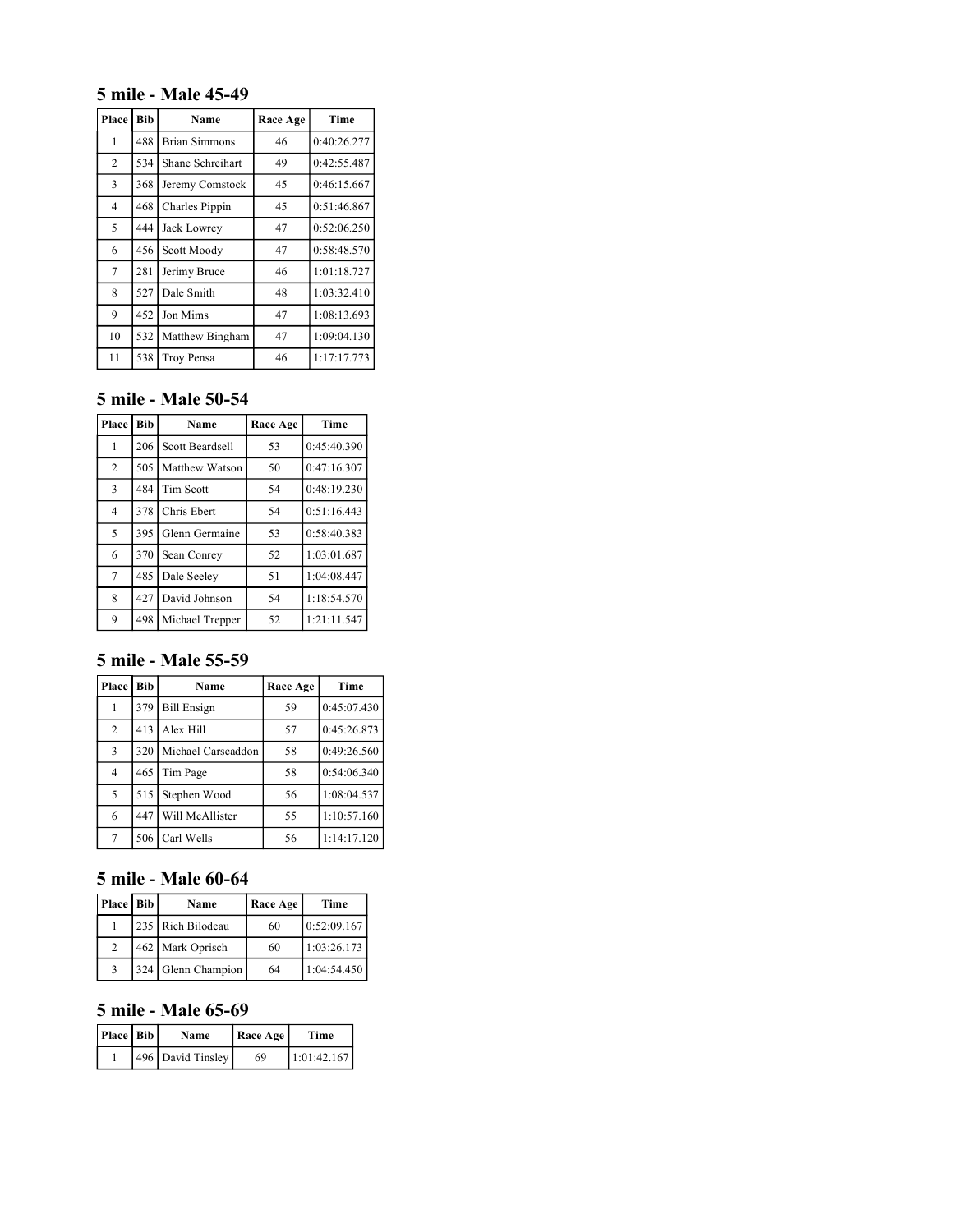## 5 mile - Male 45-49

| Place | Bib | Name | Race Age | Time |
|---|---|---|---|---|
| 1 | 488 | Brian Simmons | 46 | 0:40:26.277 |
| 2 | 534 | Shane Schreihart | 49 | 0:42:55.487 |
| 3 | 368 | Jeremy Comstock | 45 | 0:46:15.667 |
| 4 | 468 | Charles Pippin | 45 | 0:51:46.867 |
| 5 | 444 | Jack Lowrey | 47 | 0:52:06.250 |
| 6 | 456 | Scott Moody | 47 | 0:58:48.570 |
| 7 | 281 | Jerimy Bruce | 46 | 1:01:18.727 |
| 8 | 527 | Dale Smith | 48 | 1:03:32.410 |
| 9 | 452 | Jon Mims | 47 | 1:08:13.693 |
| 10 | 532 | Matthew Bingham | 47 | 1:09:04.130 |
| 11 | 538 | Troy Pensa | 46 | 1:17:17.773 |

## 5 mile - Male 50-54

| Place | Bib | Name | Race Age | Time |
|---|---|---|---|---|
| 1 | 206 | Scott Beardsell | 53 | 0:45:40.390 |
| 2 | 505 | Matthew Watson | 50 | 0:47:16.307 |
| 3 | 484 | Tim Scott | 54 | 0:48:19.230 |
| 4 | 378 | Chris Ebert | 54 | 0:51:16.443 |
| 5 | 395 | Glenn Germaine | 53 | 0:58:40.383 |
| 6 | 370 | Sean Conrey | 52 | 1:03:01.687 |
| 7 | 485 | Dale Seeley | 51 | 1:04:08.447 |
| 8 | 427 | David Johnson | 54 | 1:18:54.570 |
| 9 | 498 | Michael Trepper | 52 | 1:21:11.547 |

## 5 mile - Male 55-59

| Place | Bib | Name | Race Age | Time |
|---|---|---|---|---|
| 1 | 379 | Bill Ensign | 59 | 0:45:07.430 |
| 2 | 413 | Alex Hill | 57 | 0:45:26.873 |
| 3 | 320 | Michael Carscaddon | 58 | 0:49:26.560 |
| 4 | 465 | Tim Page | 58 | 0:54:06.340 |
| 5 | 515 | Stephen Wood | 56 | 1:08:04.537 |
| 6 | 447 | Will McAllister | 55 | 1:10:57.160 |
| 7 | 506 | Carl Wells | 56 | 1:14:17.120 |

## 5 mile - Male 60-64

| Place | Bib | Name | Race Age | Time |
|---|---|---|---|---|
| 1 | 235 | Rich Bilodeau | 60 | 0:52:09.167 |
| 2 | 462 | Mark Oprisch | 60 | 1:03:26.173 |
| 3 | 324 | Glenn Champion | 64 | 1:04:54.450 |

## 5 mile - Male 65-69

| Place | Bib | Name | Race Age | Time |
|---|---|---|---|---|
| 1 | 496 | David Tinsley | 69 | 1:01:42.167 |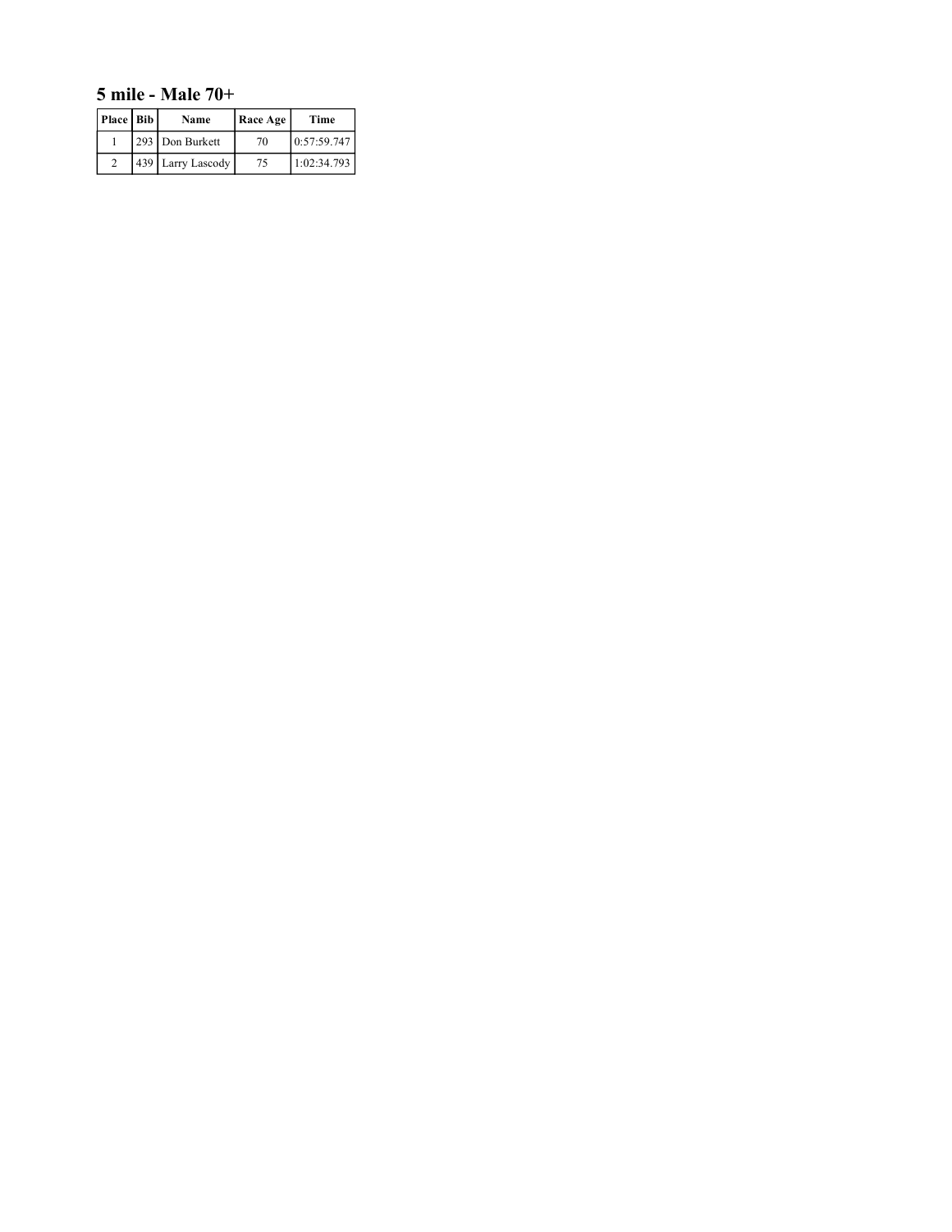## 5 mile - Male 70+

| Place | Bib | Name | Race Age | Time |
|---|---|---|---|---|
| 1 | 293 | Don Burkett | 70 | 0:57:59.747 |
| 2 | 439 | Larry Lascody | 75 | 1:02:34.793 |